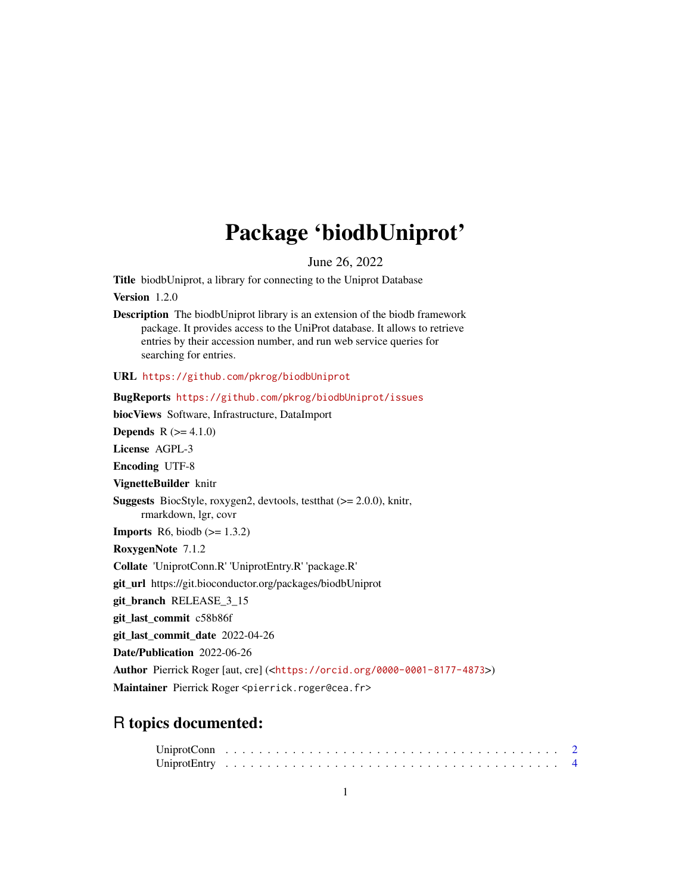# Package 'biodbUniprot'

June 26, 2022

**Title** biodbUniprot, a library for connecting to the Uniprot Database

**Version** 1.2.0

**Description** The biodbUniprot library is an extension of the biodb framework package. It provides access to the UniProt database. It allows to retrieve entries by their accession number, and run web service queries for searching for entries.

**URL** https://github.com/pkrog/biodbUniprot

**BugReports** https://github.com/pkrog/biodbUniprot/issues

**biocViews** Software, Infrastructure, DataImport

**Depends** R (>= 4.1.0)

**License** AGPL-3

**Encoding** UTF-8

**VignetteBuilder** knitr

**Suggests** BiocStyle, roxygen2, devtools, testthat (>= 2.0.0), knitr, rmarkdown, lgr, covr

**Imports** R6, biodb (>= 1.3.2)

**RoxygenNote** 7.1.2

**Collate** 'UniprotConn.R' 'UniprotEntry.R' 'package.R'

**git_url** https://git.bioconductor.org/packages/biodbUniprot

**git_branch** RELEASE_3_15

**git_last_commit** c58b86f

**git_last_commit_date** 2022-04-26

**Date/Publication** 2022-06-26

**Author** Pierrick Roger [aut, cre] (<https://orcid.org/0000-0001-8177-4873>)

**Maintainer** Pierrick Roger <pierrick.roger@cea.fr>

## R topics documented:

- UniprotConn . . . . . . . . . . . . . . . . . . . . . . . . . . . . . . . . . . . . . . . 2
- UniprotEntry . . . . . . . . . . . . . . . . . . . . . . . . . . . . . . . . . . . . . . . 4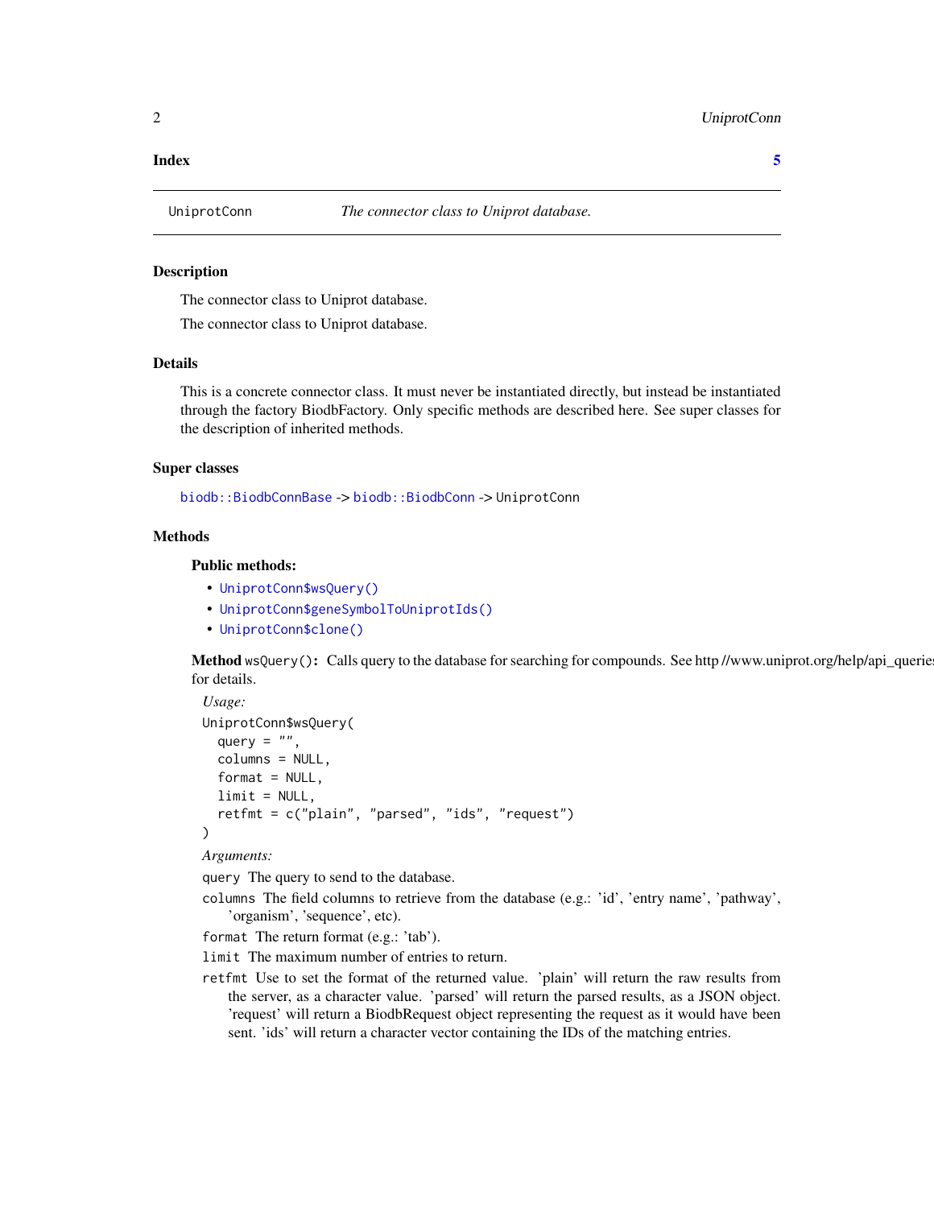**Index** 5

---

`UniprotConn` *The connector class to Uniprot database.*

---

### Description

The connector class to Uniprot database.

The connector class to Uniprot database.

### Details

This is a concrete connector class. It must never be instantiated directly, but instead be instantiated through the factory BiodbFactory. Only specific methods are described here. See super classes for the description of inherited methods.

### Super classes

`biodb::BiodbConnBase` -> `biodb::BiodbConn` -> `UniprotConn`

### Methods

#### Public methods:

- `UniprotConn$wsQuery()`
- `UniprotConn$geneSymbolToUniprotIds()`
- `UniprotConn$clone()`

**Method** `wsQuery()`**:** Calls query to the database for searching for compounds. See http //www.uniprot.org/help/api_queries for details.

*Usage:*

```
UniprotConn$wsQuery(
  query = "",
  columns = NULL,
  format = NULL,
  limit = NULL,
  retfmt = c("plain", "parsed", "ids", "request")
)
```

*Arguments:*

`query` The query to send to the database.

`columns` The field columns to retrieve from the database (e.g.: 'id', 'entry name', 'pathway', 'organism', 'sequence', etc).

`format` The return format (e.g.: 'tab').

`limit` The maximum number of entries to return.

`retfmt` Use to set the format of the returned value. 'plain' will return the raw results from the server, as a character value. 'parsed' will return the parsed results, as a JSON object. 'request' will return a BiodbRequest object representing the request as it would have been sent. 'ids' will return a character vector containing the IDs of the matching entries.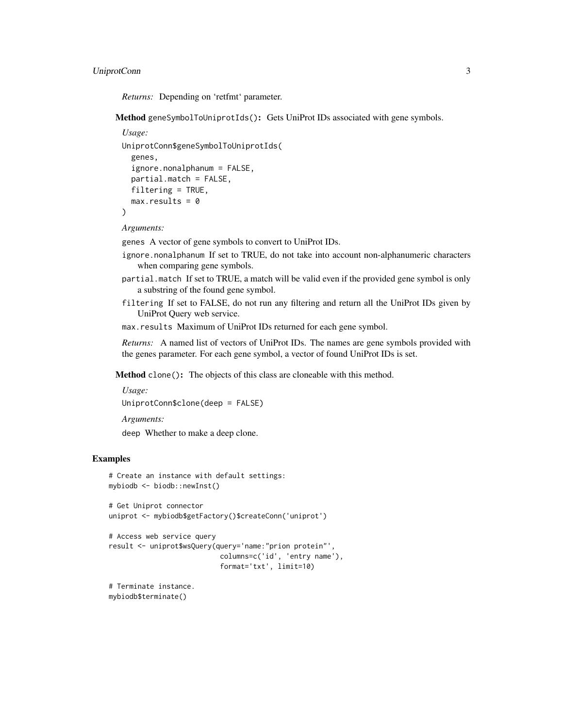*Returns:* Depending on ‘retfmt‘ parameter.

**Method** `geneSymbolToUniprotIds()`**:** Gets UniProt IDs associated with gene symbols.

*Usage:*

```
UniprotConn$geneSymbolToUniprotIds(
  genes,
  ignore.nonalphanum = FALSE,
  partial.match = FALSE,
  filtering = TRUE,
  max.results = 0
)
```

*Arguments:*

`genes` A vector of gene symbols to convert to UniProt IDs.

`ignore.nonalphanum` If set to TRUE, do not take into account non-alphanumeric characters when comparing gene symbols.

`partial.match` If set to TRUE, a match will be valid even if the provided gene symbol is only a substring of the found gene symbol.

`filtering` If set to FALSE, do not run any filtering and return all the UniProt IDs given by UniProt Query web service.

`max.results` Maximum of UniProt IDs returned for each gene symbol.

*Returns:* A named list of vectors of UniProt IDs. The names are gene symbols provided with the genes parameter. For each gene symbol, a vector of found UniProt IDs is set.

**Method** `clone()`**:** The objects of this class are cloneable with this method.

*Usage:*

```
UniprotConn$clone(deep = FALSE)
```

*Arguments:*

`deep` Whether to make a deep clone.

## Examples

```
# Create an instance with default settings:
mybiodb <- biodb::newInst()

# Get Uniprot connector
uniprot <- mybiodb$getFactory()$createConn('uniprot')

# Access web service query
result <- uniprot$wsQuery(query='name:"prion protein"',
                          columns=c('id', 'entry name'),
                          format='txt', limit=10)

# Terminate instance.
mybiodb$terminate()
```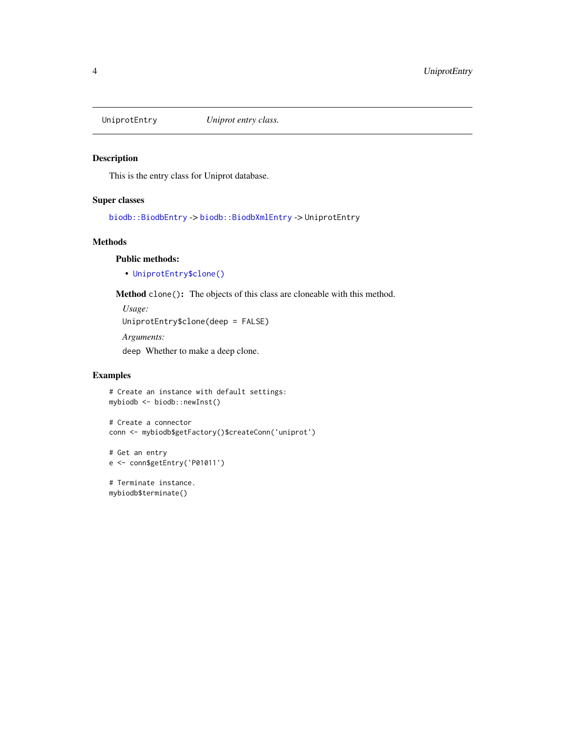## UniprotEntry — *Uniprot entry class.*

### Description

This is the entry class for Uniprot database.

### Super classes

`biodb::BiodbEntry` -> `biodb::BiodbXmlEntry` -> `UniprotEntry`

### Methods

#### Public methods:

- `UniprotEntry$clone()`

**Method** `clone()`**:** The objects of this class are cloneable with this method.

*Usage:*

```
UniprotEntry$clone(deep = FALSE)
```

*Arguments:*

`deep` Whether to make a deep clone.

### Examples

```
# Create an instance with default settings:
mybiodb <- biodb::newInst()

# Create a connector
conn <- mybiodb$getFactory()$createConn('uniprot')

# Get an entry
e <- conn$getEntry('P01011')

# Terminate instance.
mybiodb$terminate()
```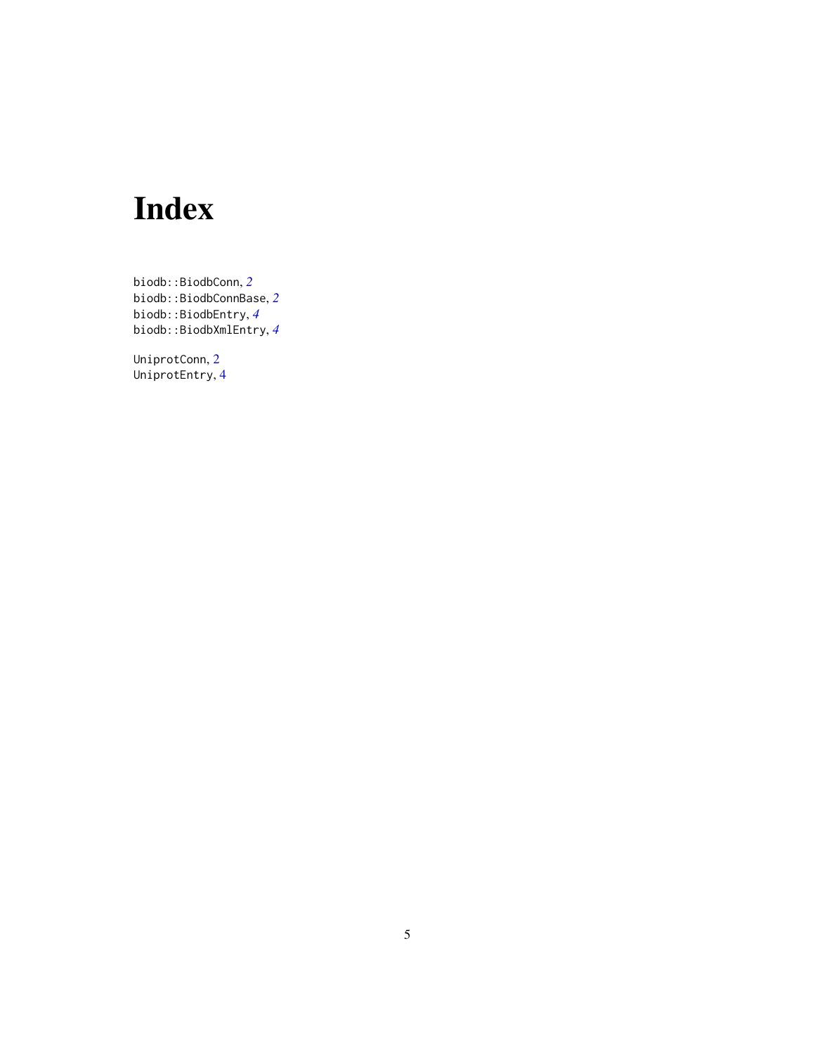# Index

biodb::BiodbConn, *2*
biodb::BiodbConnBase, *2*
biodb::BiodbEntry, *4*
biodb::BiodbXmlEntry, *4*

UniprotConn, 2
UniprotEntry, 4